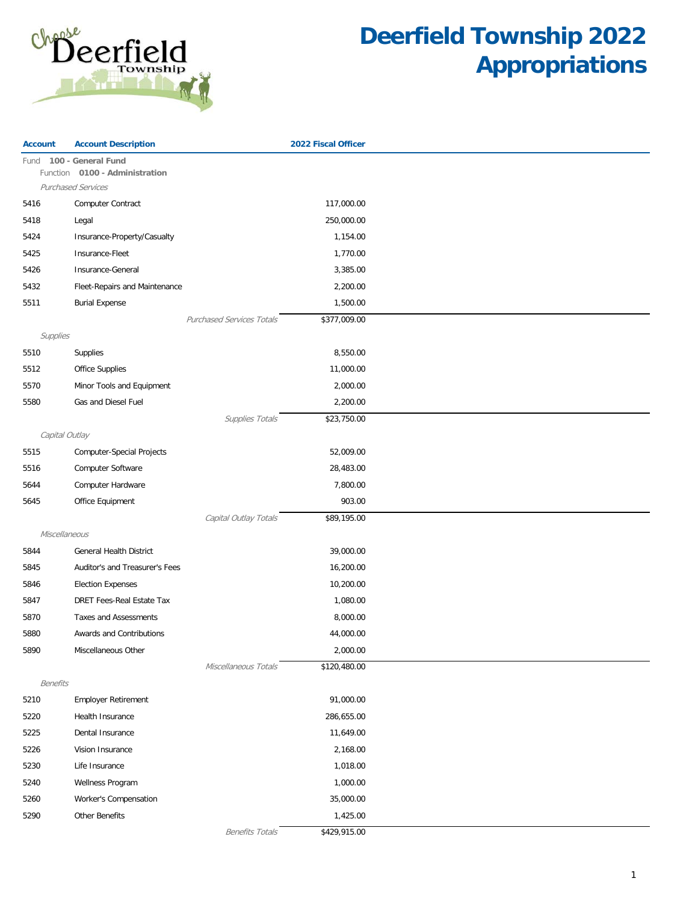# Deerfield Township 2022 Appropriations

| Account | Account Description | 2022 Fiscal Officer |
|---|---|---|
| Fund **100 - General Fund** | | |
| Function **0100 - Administration** | | |
| *Purchased Services* | | |
| 5416 | Computer Contract | 117,000.00 |
| 5418 | Legal | 250,000.00 |
| 5424 | Insurance-Property/Casualty | 1,154.00 |
| 5425 | Insurance-Fleet | 1,770.00 |
| 5426 | Insurance-General | 3,385.00 |
| 5432 | Fleet-Repairs and Maintenance | 2,200.00 |
| 5511 | Burial Expense | 1,500.00 |
| | *Purchased Services Totals* | $377,009.00 |
| *Supplies* | | |
| 5510 | Supplies | 8,550.00 |
| 5512 | Office Supplies | 11,000.00 |
| 5570 | Minor Tools and Equipment | 2,000.00 |
| 5580 | Gas and Diesel Fuel | 2,200.00 |
| | *Supplies Totals* | $23,750.00 |
| *Capital Outlay* | | |
| 5515 | Computer-Special Projects | 52,009.00 |
| 5516 | Computer Software | 28,483.00 |
| 5644 | Computer Hardware | 7,800.00 |
| 5645 | Office Equipment | 903.00 |
| | *Capital Outlay Totals* | $89,195.00 |
| *Miscellaneous* | | |
| 5844 | General Health District | 39,000.00 |
| 5845 | Auditor's and Treasurer's Fees | 16,200.00 |
| 5846 | Election Expenses | 10,200.00 |
| 5847 | DRET Fees-Real Estate Tax | 1,080.00 |
| 5870 | Taxes and Assessments | 8,000.00 |
| 5880 | Awards and Contributions | 44,000.00 |
| 5890 | Miscellaneous Other | 2,000.00 |
| | *Miscellaneous Totals* | $120,480.00 |
| *Benefits* | | |
| 5210 | Employer Retirement | 91,000.00 |
| 5220 | Health Insurance | 286,655.00 |
| 5225 | Dental Insurance | 11,649.00 |
| 5226 | Vision Insurance | 2,168.00 |
| 5230 | Life Insurance | 1,018.00 |
| 5240 | Wellness Program | 1,000.00 |
| 5260 | Worker's Compensation | 35,000.00 |
| 5290 | Other Benefits | 1,425.00 |
| | *Benefits Totals* | $429,915.00 |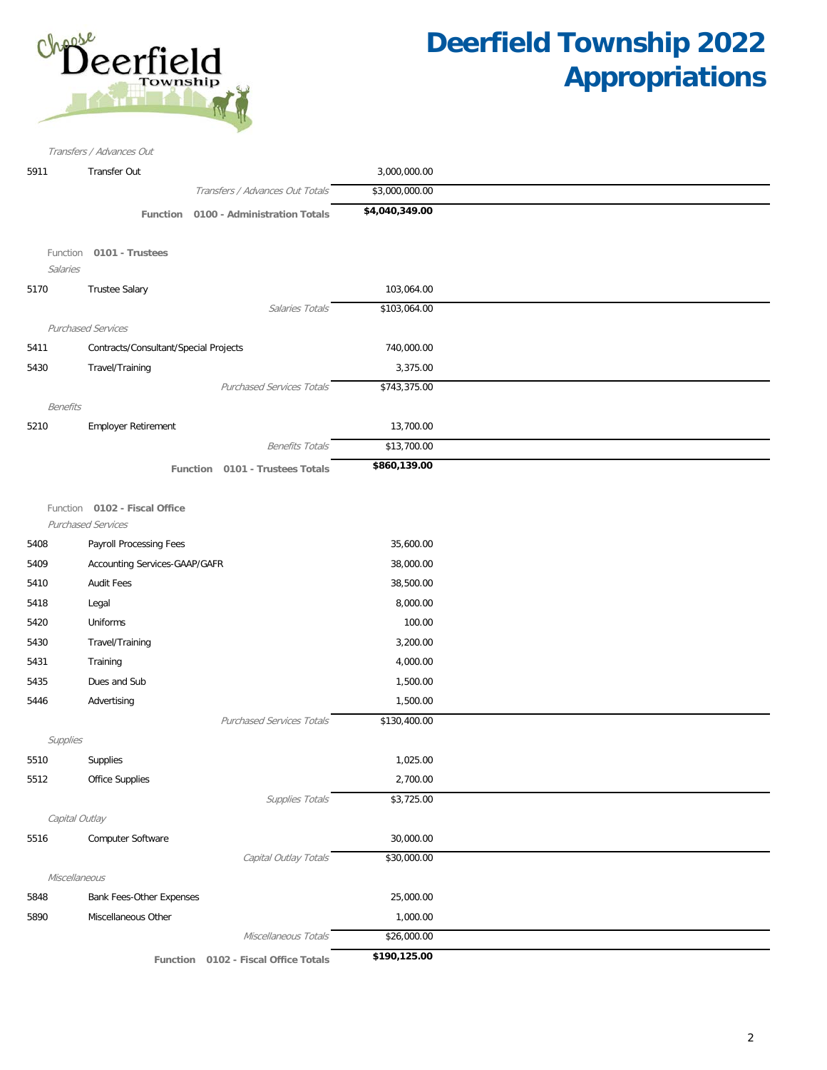# Deerfield Township 2022 Appropriations

| Account | Description | Amount |
|---|---|---|
| | *Transfers / Advances Out* | |
| 5911 | Transfer Out | 3,000,000.00 |
| | *Transfers / Advances Out Totals* | $3,000,000.00 |
| | **Function 0100 - Administration Totals** | **$4,040,349.00** |

Function **0101 - Trustees**

| Account | Description | Amount |
|---|---|---|
| | *Salaries* | |
| 5170 | Trustee Salary | 103,064.00 |
| | *Salaries Totals* | $103,064.00 |
| | *Purchased Services* | |
| 5411 | Contracts/Consultant/Special Projects | 740,000.00 |
| 5430 | Travel/Training | 3,375.00 |
| | *Purchased Services Totals* | $743,375.00 |
| | *Benefits* | |
| 5210 | Employer Retirement | 13,700.00 |
| | *Benefits Totals* | $13,700.00 |
| | **Function 0101 - Trustees Totals** | **$860,139.00** |

Function **0102 - Fiscal Office**

| Account | Description | Amount |
|---|---|---|
| | *Purchased Services* | |
| 5408 | Payroll Processing Fees | 35,600.00 |
| 5409 | Accounting Services-GAAP/GAFR | 38,000.00 |
| 5410 | Audit Fees | 38,500.00 |
| 5418 | Legal | 8,000.00 |
| 5420 | Uniforms | 100.00 |
| 5430 | Travel/Training | 3,200.00 |
| 5431 | Training | 4,000.00 |
| 5435 | Dues and Sub | 1,500.00 |
| 5446 | Advertising | 1,500.00 |
| | *Purchased Services Totals* | $130,400.00 |
| | *Supplies* | |
| 5510 | Supplies | 1,025.00 |
| 5512 | Office Supplies | 2,700.00 |
| | *Supplies Totals* | $3,725.00 |
| | *Capital Outlay* | |
| 5516 | Computer Software | 30,000.00 |
| | *Capital Outlay Totals* | $30,000.00 |
| | *Miscellaneous* | |
| 5848 | Bank Fees-Other Expenses | 25,000.00 |
| 5890 | Miscellaneous Other | 1,000.00 |
| | *Miscellaneous Totals* | $26,000.00 |
| | **Function 0102 - Fiscal Office Totals** | **$190,125.00** |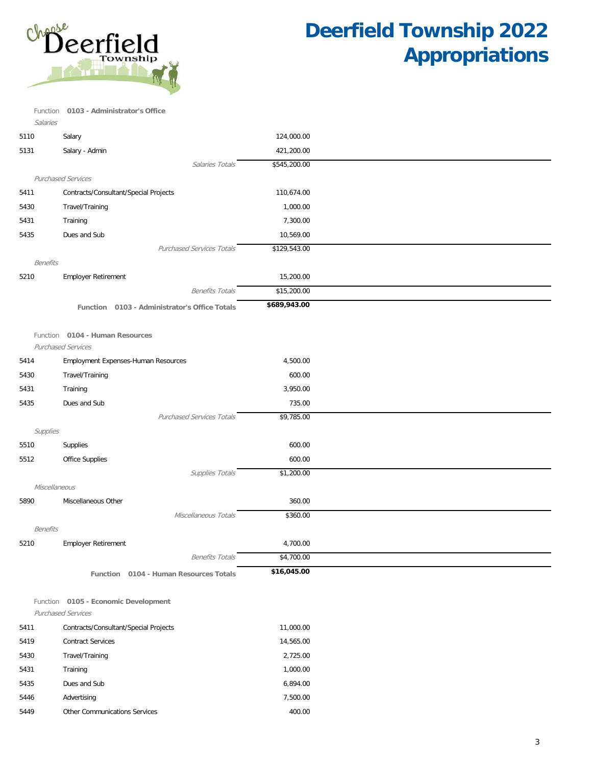# Deerfield Township 2022 Appropriations

## Function 0103 - Administrator's Office

| Code | Description | Amount |
|---|---|---|
| | *Salaries* | |
| 5110 | Salary | 124,000.00 |
| 5131 | Salary - Admin | 421,200.00 |
| | *Salaries Totals* | $545,200.00 |
| | *Purchased Services* | |
| 5411 | Contracts/Consultant/Special Projects | 110,674.00 |
| 5430 | Travel/Training | 1,000.00 |
| 5431 | Training | 7,300.00 |
| 5435 | Dues and Sub | 10,569.00 |
| | *Purchased Services Totals* | $129,543.00 |
| | *Benefits* | |
| 5210 | Employer Retirement | 15,200.00 |
| | *Benefits Totals* | $15,200.00 |
| | **Function 0103 - Administrator's Office Totals** | **$689,943.00** |

## Function 0104 - Human Resources

| Code | Description | Amount |
|---|---|---|
| | *Purchased Services* | |
| 5414 | Employment Expenses-Human Resources | 4,500.00 |
| 5430 | Travel/Training | 600.00 |
| 5431 | Training | 3,950.00 |
| 5435 | Dues and Sub | 735.00 |
| | *Purchased Services Totals* | $9,785.00 |
| | *Supplies* | |
| 5510 | Supplies | 600.00 |
| 5512 | Office Supplies | 600.00 |
| | *Supplies Totals* | $1,200.00 |
| | *Miscellaneous* | |
| 5890 | Miscellaneous Other | 360.00 |
| | *Miscellaneous Totals* | $360.00 |
| | *Benefits* | |
| 5210 | Employer Retirement | 4,700.00 |
| | *Benefits Totals* | $4,700.00 |
| | **Function 0104 - Human Resources Totals** | **$16,045.00** |

## Function 0105 - Economic Development

| Code | Description | Amount |
|---|---|---|
| | *Purchased Services* | |
| 5411 | Contracts/Consultant/Special Projects | 11,000.00 |
| 5419 | Contract Services | 14,565.00 |
| 5430 | Travel/Training | 2,725.00 |
| 5431 | Training | 1,000.00 |
| 5435 | Dues and Sub | 6,894.00 |
| 5446 | Advertising | 7,500.00 |
| 5449 | Other Communications Services | 400.00 |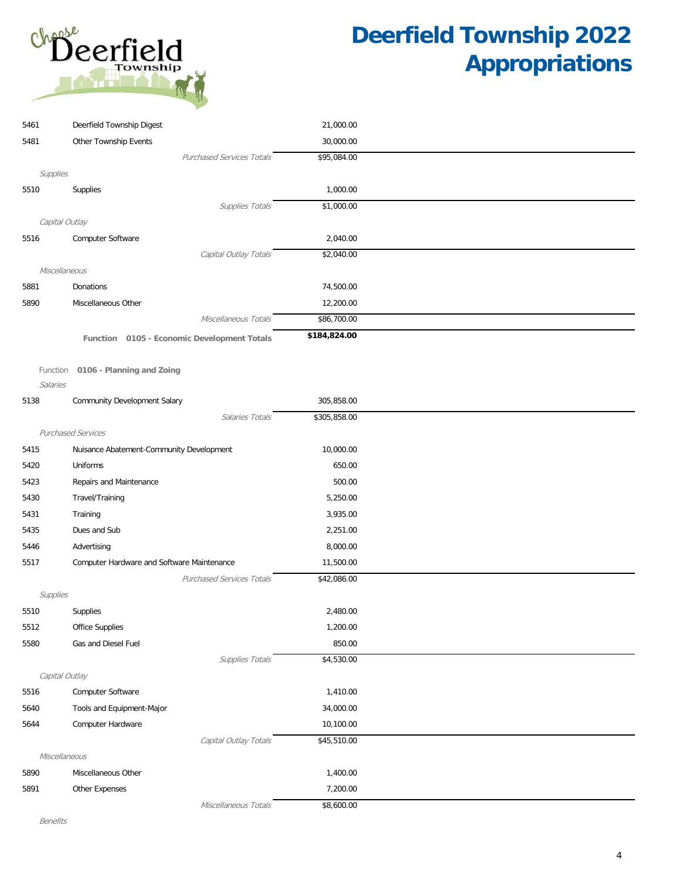# Deerfield Township 2022 Appropriations

| Code | Description | Amount |
|---|---|---|
| 5461 | Deerfield Township Digest | 21,000.00 |
| 5481 | Other Township Events | 30,000.00 |
| | *Purchased Services Totals* | $95,084.00 |
| *Supplies* | | |
| 5510 | Supplies | 1,000.00 |
| | *Supplies Totals* | $1,000.00 |
| *Capital Outlay* | | |
| 5516 | Computer Software | 2,040.00 |
| | *Capital Outlay Totals* | $2,040.00 |
| *Miscellaneous* | | |
| 5881 | Donations | 74,500.00 |
| 5890 | Miscellaneous Other | 12,200.00 |
| | *Miscellaneous Totals* | $86,700.00 |
| | **Function 0105 - Economic Development Totals** | **$184,824.00** |

Function **0106 - Planning and Zoing**

| Code | Description | Amount |
|---|---|---|
| *Salaries* | | |
| 5138 | Community Development Salary | 305,858.00 |
| | *Salaries Totals* | $305,858.00 |
| *Purchased Services* | | |
| 5415 | Nuisance Abatement-Community Development | 10,000.00 |
| 5420 | Uniforms | 650.00 |
| 5423 | Repairs and Maintenance | 500.00 |
| 5430 | Travel/Training | 5,250.00 |
| 5431 | Training | 3,935.00 |
| 5435 | Dues and Sub | 2,251.00 |
| 5446 | Advertising | 8,000.00 |
| 5517 | Computer Hardware and Software Maintenance | 11,500.00 |
| | *Purchased Services Totals* | $42,086.00 |
| *Supplies* | | |
| 5510 | Supplies | 2,480.00 |
| 5512 | Office Supplies | 1,200.00 |
| 5580 | Gas and Diesel Fuel | 850.00 |
| | *Supplies Totals* | $4,530.00 |
| *Capital Outlay* | | |
| 5516 | Computer Software | 1,410.00 |
| 5640 | Tools and Equipment-Major | 34,000.00 |
| 5644 | Computer Hardware | 10,100.00 |
| | *Capital Outlay Totals* | $45,510.00 |
| *Miscellaneous* | | |
| 5890 | Miscellaneous Other | 1,400.00 |
| 5891 | Other Expenses | 7,200.00 |
| | *Miscellaneous Totals* | $8,600.00 |
| *Benefits* | | |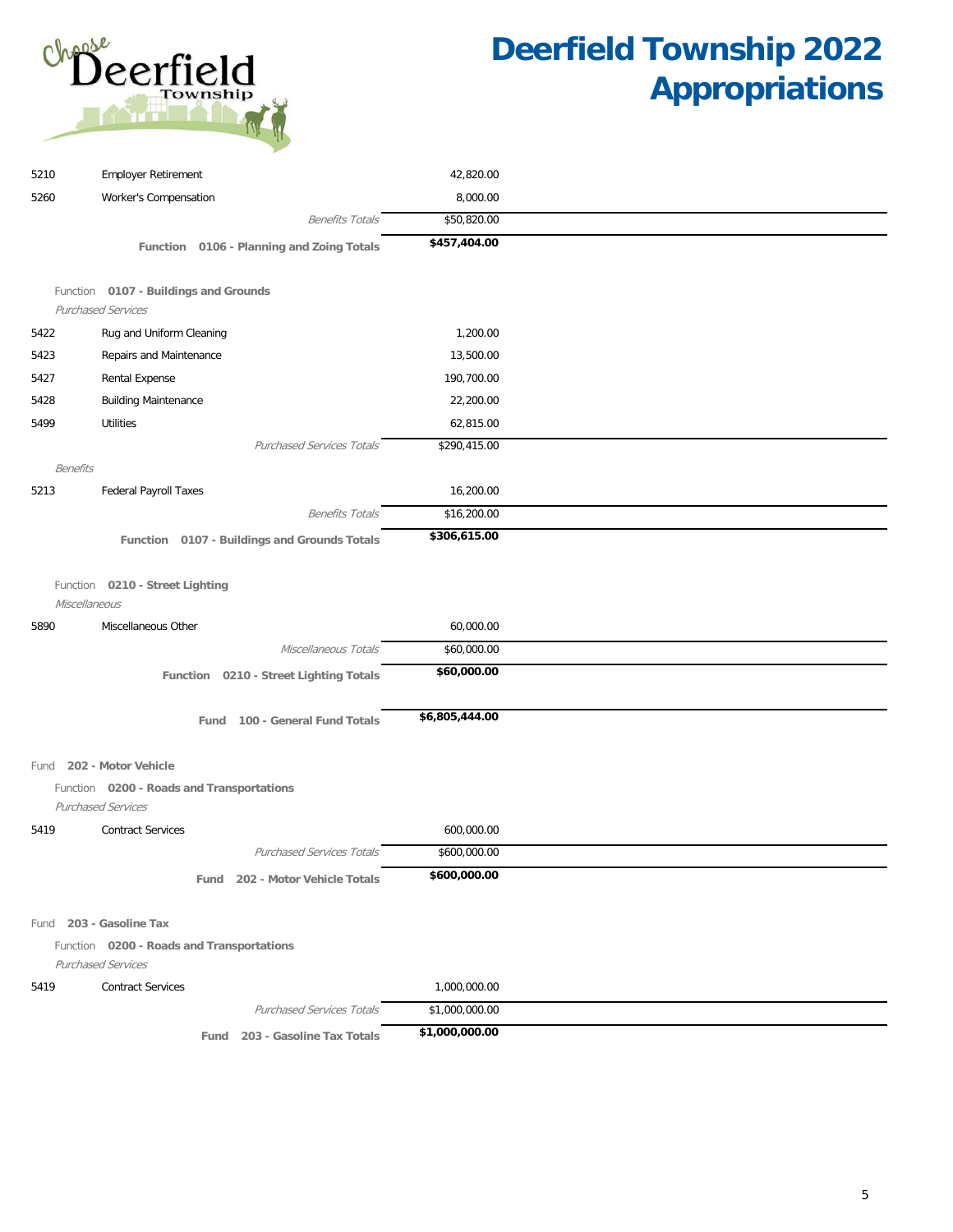# Deerfield Township 2022 Appropriations

| Code | Description | Amount |
|---|---|---|
| 5210 | Employer Retirement | 42,820.00 |
| 5260 | Worker's Compensation | 8,000.00 |
| | *Benefits Totals* | $50,820.00 |
| | **Function 0106 - Planning and Zoing Totals** | **$457,404.00** |

Function **0107 - Buildings and Grounds**

*Purchased Services*

| Code | Description | Amount |
|---|---|---|
| 5422 | Rug and Uniform Cleaning | 1,200.00 |
| 5423 | Repairs and Maintenance | 13,500.00 |
| 5427 | Rental Expense | 190,700.00 |
| 5428 | Building Maintenance | 22,200.00 |
| 5499 | Utilities | 62,815.00 |
| | *Purchased Services Totals* | $290,415.00 |

*Benefits*

| Code | Description | Amount |
|---|---|---|
| 5213 | Federal Payroll Taxes | 16,200.00 |
| | *Benefits Totals* | $16,200.00 |
| | **Function 0107 - Buildings and Grounds Totals** | **$306,615.00** |

Function **0210 - Street Lighting**

*Miscellaneous*

| Code | Description | Amount |
|---|---|---|
| 5890 | Miscellaneous Other | 60,000.00 |
| | *Miscellaneous Totals* | $60,000.00 |
| | **Function 0210 - Street Lighting Totals** | **$60,000.00** |
| | **Fund 100 - General Fund Totals** | **$6,805,444.00** |

Fund **202 - Motor Vehicle**

Function **0200 - Roads and Transportations**

*Purchased Services*

| Code | Description | Amount |
|---|---|---|
| 5419 | Contract Services | 600,000.00 |
| | *Purchased Services Totals* | $600,000.00 |
| | **Fund 202 - Motor Vehicle Totals** | **$600,000.00** |

Fund **203 - Gasoline Tax**

Function **0200 - Roads and Transportations**

*Purchased Services*

| Code | Description | Amount |
|---|---|---|
| 5419 | Contract Services | 1,000,000.00 |
| | *Purchased Services Totals* | $1,000,000.00 |
| | **Fund 203 - Gasoline Tax Totals** | **$1,000,000.00** |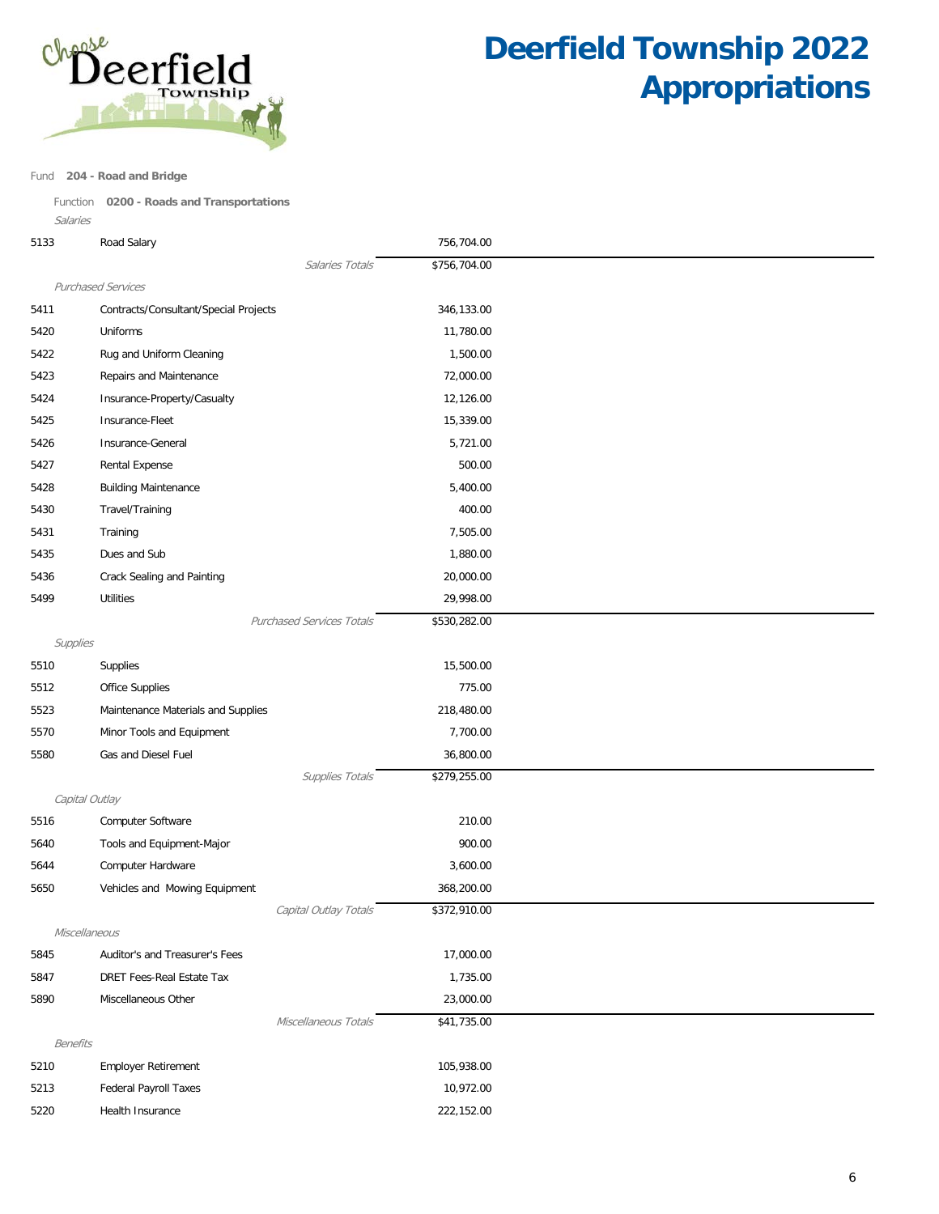# Deerfield Township 2022 Appropriations

Fund **204 - Road and Bridge**

Function **0200 - Roads and Transportations**

| Code | Description | Amount |
|---|---|---|
| *Salaries* | | |
| 5133 | Road Salary | 756,704.00 |
| | *Salaries Totals* | $756,704.00 |
| *Purchased Services* | | |
| 5411 | Contracts/Consultant/Special Projects | 346,133.00 |
| 5420 | Uniforms | 11,780.00 |
| 5422 | Rug and Uniform Cleaning | 1,500.00 |
| 5423 | Repairs and Maintenance | 72,000.00 |
| 5424 | Insurance-Property/Casualty | 12,126.00 |
| 5425 | Insurance-Fleet | 15,339.00 |
| 5426 | Insurance-General | 5,721.00 |
| 5427 | Rental Expense | 500.00 |
| 5428 | Building Maintenance | 5,400.00 |
| 5430 | Travel/Training | 400.00 |
| 5431 | Training | 7,505.00 |
| 5435 | Dues and Sub | 1,880.00 |
| 5436 | Crack Sealing and Painting | 20,000.00 |
| 5499 | Utilities | 29,998.00 |
| | *Purchased Services Totals* | $530,282.00 |
| *Supplies* | | |
| 5510 | Supplies | 15,500.00 |
| 5512 | Office Supplies | 775.00 |
| 5523 | Maintenance Materials and Supplies | 218,480.00 |
| 5570 | Minor Tools and Equipment | 7,700.00 |
| 5580 | Gas and Diesel Fuel | 36,800.00 |
| | *Supplies Totals* | $279,255.00 |
| *Capital Outlay* | | |
| 5516 | Computer Software | 210.00 |
| 5640 | Tools and Equipment-Major | 900.00 |
| 5644 | Computer Hardware | 3,600.00 |
| 5650 | Vehicles and Mowing Equipment | 368,200.00 |
| | *Capital Outlay Totals* | $372,910.00 |
| *Miscellaneous* | | |
| 5845 | Auditor's and Treasurer's Fees | 17,000.00 |
| 5847 | DRET Fees-Real Estate Tax | 1,735.00 |
| 5890 | Miscellaneous Other | 23,000.00 |
| | *Miscellaneous Totals* | $41,735.00 |
| *Benefits* | | |
| 5210 | Employer Retirement | 105,938.00 |
| 5213 | Federal Payroll Taxes | 10,972.00 |
| 5220 | Health Insurance | 222,152.00 |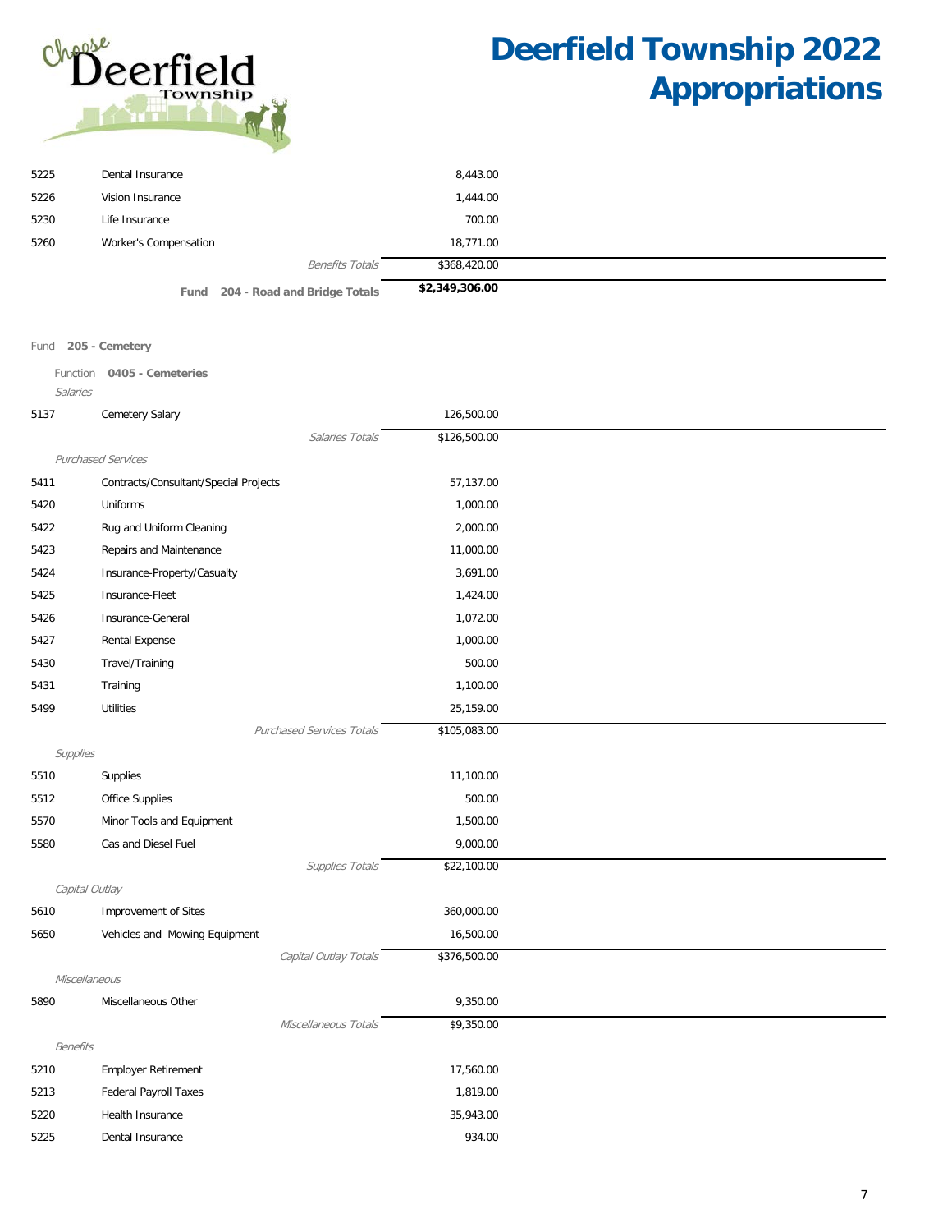# Deerfield Township 2022 Appropriations

| Code | Description | Amount |
|---|---|---|
| 5225 | Dental Insurance | 8,443.00 |
| 5226 | Vision Insurance | 1,444.00 |
| 5230 | Life Insurance | 700.00 |
| 5260 | Worker's Compensation | 18,771.00 |
| | *Benefits Totals* | $368,420.00 |
| | **Fund 204 - Road and Bridge Totals** | **$2,349,306.00** |

Fund **205 - Cemetery**

Function **0405 - Cemeteries**

| Code | Description | Amount |
|---|---|---|
| | *Salaries* | |
| 5137 | Cemetery Salary | 126,500.00 |
| | *Salaries Totals* | $126,500.00 |
| | *Purchased Services* | |
| 5411 | Contracts/Consultant/Special Projects | 57,137.00 |
| 5420 | Uniforms | 1,000.00 |
| 5422 | Rug and Uniform Cleaning | 2,000.00 |
| 5423 | Repairs and Maintenance | 11,000.00 |
| 5424 | Insurance-Property/Casualty | 3,691.00 |
| 5425 | Insurance-Fleet | 1,424.00 |
| 5426 | Insurance-General | 1,072.00 |
| 5427 | Rental Expense | 1,000.00 |
| 5430 | Travel/Training | 500.00 |
| 5431 | Training | 1,100.00 |
| 5499 | Utilities | 25,159.00 |
| | *Purchased Services Totals* | $105,083.00 |
| | *Supplies* | |
| 5510 | Supplies | 11,100.00 |
| 5512 | Office Supplies | 500.00 |
| 5570 | Minor Tools and Equipment | 1,500.00 |
| 5580 | Gas and Diesel Fuel | 9,000.00 |
| | *Supplies Totals* | $22,100.00 |
| | *Capital Outlay* | |
| 5610 | Improvement of Sites | 360,000.00 |
| 5650 | Vehicles and Mowing Equipment | 16,500.00 |
| | *Capital Outlay Totals* | $376,500.00 |
| | *Miscellaneous* | |
| 5890 | Miscellaneous Other | 9,350.00 |
| | *Miscellaneous Totals* | $9,350.00 |
| | *Benefits* | |
| 5210 | Employer Retirement | 17,560.00 |
| 5213 | Federal Payroll Taxes | 1,819.00 |
| 5220 | Health Insurance | 35,943.00 |
| 5225 | Dental Insurance | 934.00 |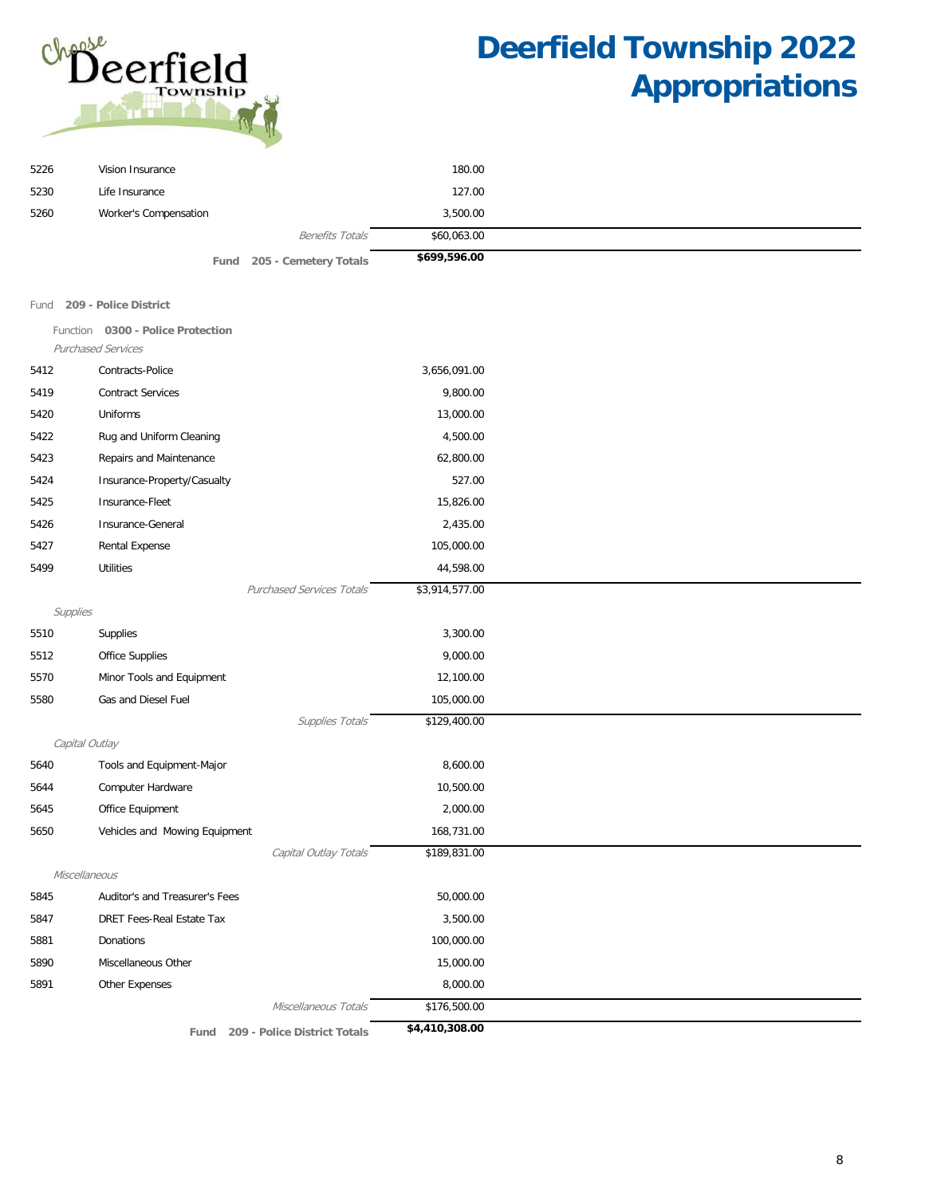# Deerfield Township 2022 Appropriations

| | | |
|---|---|---|
| 5226 | Vision Insurance | 180.00 |
| 5230 | Life Insurance | 127.00 |
| 5260 | Worker's Compensation | 3,500.00 |
| | *Benefits Totals* | $60,063.00 |
| | **Fund 205 - Cemetery Totals** | **$699,596.00** |

Fund **209 - Police District**

Function **0300 - Police Protection**

*Purchased Services*

| | | |
|---|---|---|
| 5412 | Contracts-Police | 3,656,091.00 |
| 5419 | Contract Services | 9,800.00 |
| 5420 | Uniforms | 13,000.00 |
| 5422 | Rug and Uniform Cleaning | 4,500.00 |
| 5423 | Repairs and Maintenance | 62,800.00 |
| 5424 | Insurance-Property/Casualty | 527.00 |
| 5425 | Insurance-Fleet | 15,826.00 |
| 5426 | Insurance-General | 2,435.00 |
| 5427 | Rental Expense | 105,000.00 |
| 5499 | Utilities | 44,598.00 |
| | *Purchased Services Totals* | $3,914,577.00 |

*Supplies*

| | | |
|---|---|---|
| 5510 | Supplies | 3,300.00 |
| 5512 | Office Supplies | 9,000.00 |
| 5570 | Minor Tools and Equipment | 12,100.00 |
| 5580 | Gas and Diesel Fuel | 105,000.00 |
| | *Supplies Totals* | $129,400.00 |

*Capital Outlay*

| | | |
|---|---|---|
| 5640 | Tools and Equipment-Major | 8,600.00 |
| 5644 | Computer Hardware | 10,500.00 |
| 5645 | Office Equipment | 2,000.00 |
| 5650 | Vehicles and Mowing Equipment | 168,731.00 |
| | *Capital Outlay Totals* | $189,831.00 |

*Miscellaneous*

| | | |
|---|---|---|
| 5845 | Auditor's and Treasurer's Fees | 50,000.00 |
| 5847 | DRET Fees-Real Estate Tax | 3,500.00 |
| 5881 | Donations | 100,000.00 |
| 5890 | Miscellaneous Other | 15,000.00 |
| 5891 | Other Expenses | 8,000.00 |
| | *Miscellaneous Totals* | $176,500.00 |
| | **Fund 209 - Police District Totals** | **$4,410,308.00** |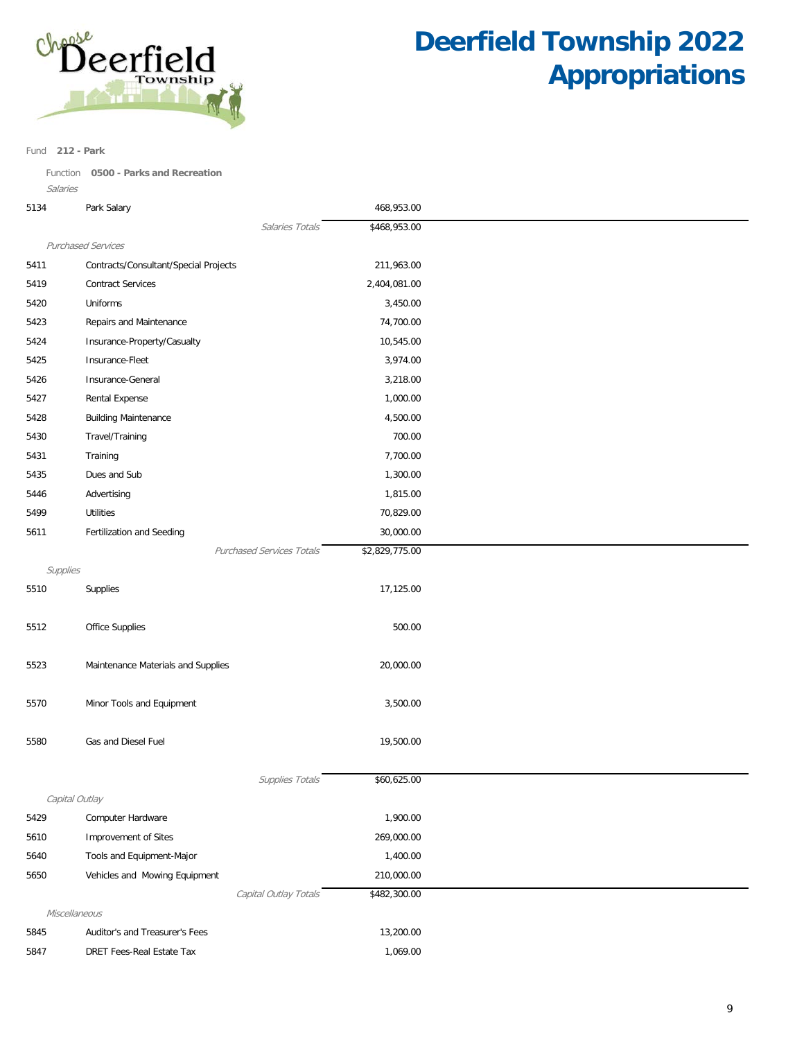# Deerfield Township 2022 Appropriations

Fund **212 - Park**

Function **0500 - Parks and Recreation**

| Account | Description | Amount |
|---|---|---|
| *Salaries* | | |
| 5134 | Park Salary | 468,953.00 |
| | *Salaries Totals* | $468,953.00 |
| *Purchased Services* | | |
| 5411 | Contracts/Consultant/Special Projects | 211,963.00 |
| 5419 | Contract Services | 2,404,081.00 |
| 5420 | Uniforms | 3,450.00 |
| 5423 | Repairs and Maintenance | 74,700.00 |
| 5424 | Insurance-Property/Casualty | 10,545.00 |
| 5425 | Insurance-Fleet | 3,974.00 |
| 5426 | Insurance-General | 3,218.00 |
| 5427 | Rental Expense | 1,000.00 |
| 5428 | Building Maintenance | 4,500.00 |
| 5430 | Travel/Training | 700.00 |
| 5431 | Training | 7,700.00 |
| 5435 | Dues and Sub | 1,300.00 |
| 5446 | Advertising | 1,815.00 |
| 5499 | Utilities | 70,829.00 |
| 5611 | Fertilization and Seeding | 30,000.00 |
| | *Purchased Services Totals* | $2,829,775.00 |
| *Supplies* | | |
| 5510 | Supplies | 17,125.00 |
| 5512 | Office Supplies | 500.00 |
| 5523 | Maintenance Materials and Supplies | 20,000.00 |
| 5570 | Minor Tools and Equipment | 3,500.00 |
| 5580 | Gas and Diesel Fuel | 19,500.00 |
| | *Supplies Totals* | $60,625.00 |
| *Capital Outlay* | | |
| 5429 | Computer Hardware | 1,900.00 |
| 5610 | Improvement of Sites | 269,000.00 |
| 5640 | Tools and Equipment-Major | 1,400.00 |
| 5650 | Vehicles and Mowing Equipment | 210,000.00 |
| | *Capital Outlay Totals* | $482,300.00 |
| *Miscellaneous* | | |
| 5845 | Auditor's and Treasurer's Fees | 13,200.00 |
| 5847 | DRET Fees-Real Estate Tax | 1,069.00 |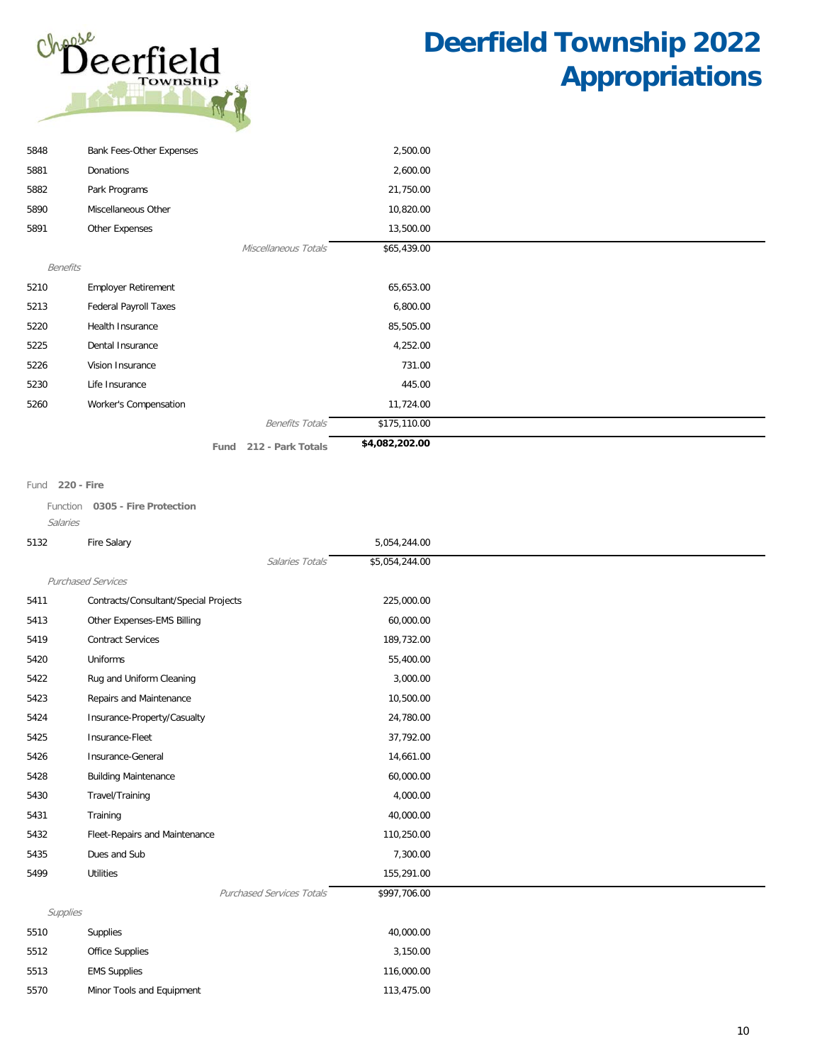# Deerfield Township 2022 Appropriations

| Code | Description | Amount |
|---|---|---|
| 5848 | Bank Fees-Other Expenses | 2,500.00 |
| 5881 | Donations | 2,600.00 |
| 5882 | Park Programs | 21,750.00 |
| 5890 | Miscellaneous Other | 10,820.00 |
| 5891 | Other Expenses | 13,500.00 |
| | *Miscellaneous Totals* | $65,439.00 |
| *Benefits* | | |
| 5210 | Employer Retirement | 65,653.00 |
| 5213 | Federal Payroll Taxes | 6,800.00 |
| 5220 | Health Insurance | 85,505.00 |
| 5225 | Dental Insurance | 4,252.00 |
| 5226 | Vision Insurance | 731.00 |
| 5230 | Life Insurance | 445.00 |
| 5260 | Worker's Compensation | 11,724.00 |
| | *Benefits Totals* | $175,110.00 |
| | **Fund 212 - Park Totals** | **$4,082,202.00** |

Fund **220 - Fire**

Function **0305 - Fire Protection**

| Code | Description | Amount |
|---|---|---|
| *Salaries* | | |
| 5132 | Fire Salary | 5,054,244.00 |
| | *Salaries Totals* | $5,054,244.00 |
| *Purchased Services* | | |
| 5411 | Contracts/Consultant/Special Projects | 225,000.00 |
| 5413 | Other Expenses-EMS Billing | 60,000.00 |
| 5419 | Contract Services | 189,732.00 |
| 5420 | Uniforms | 55,400.00 |
| 5422 | Rug and Uniform Cleaning | 3,000.00 |
| 5423 | Repairs and Maintenance | 10,500.00 |
| 5424 | Insurance-Property/Casualty | 24,780.00 |
| 5425 | Insurance-Fleet | 37,792.00 |
| 5426 | Insurance-General | 14,661.00 |
| 5428 | Building Maintenance | 60,000.00 |
| 5430 | Travel/Training | 4,000.00 |
| 5431 | Training | 40,000.00 |
| 5432 | Fleet-Repairs and Maintenance | 110,250.00 |
| 5435 | Dues and Sub | 7,300.00 |
| 5499 | Utilities | 155,291.00 |
| | *Purchased Services Totals* | $997,706.00 |
| *Supplies* | | |
| 5510 | Supplies | 40,000.00 |
| 5512 | Office Supplies | 3,150.00 |
| 5513 | EMS Supplies | 116,000.00 |
| 5570 | Minor Tools and Equipment | 113,475.00 |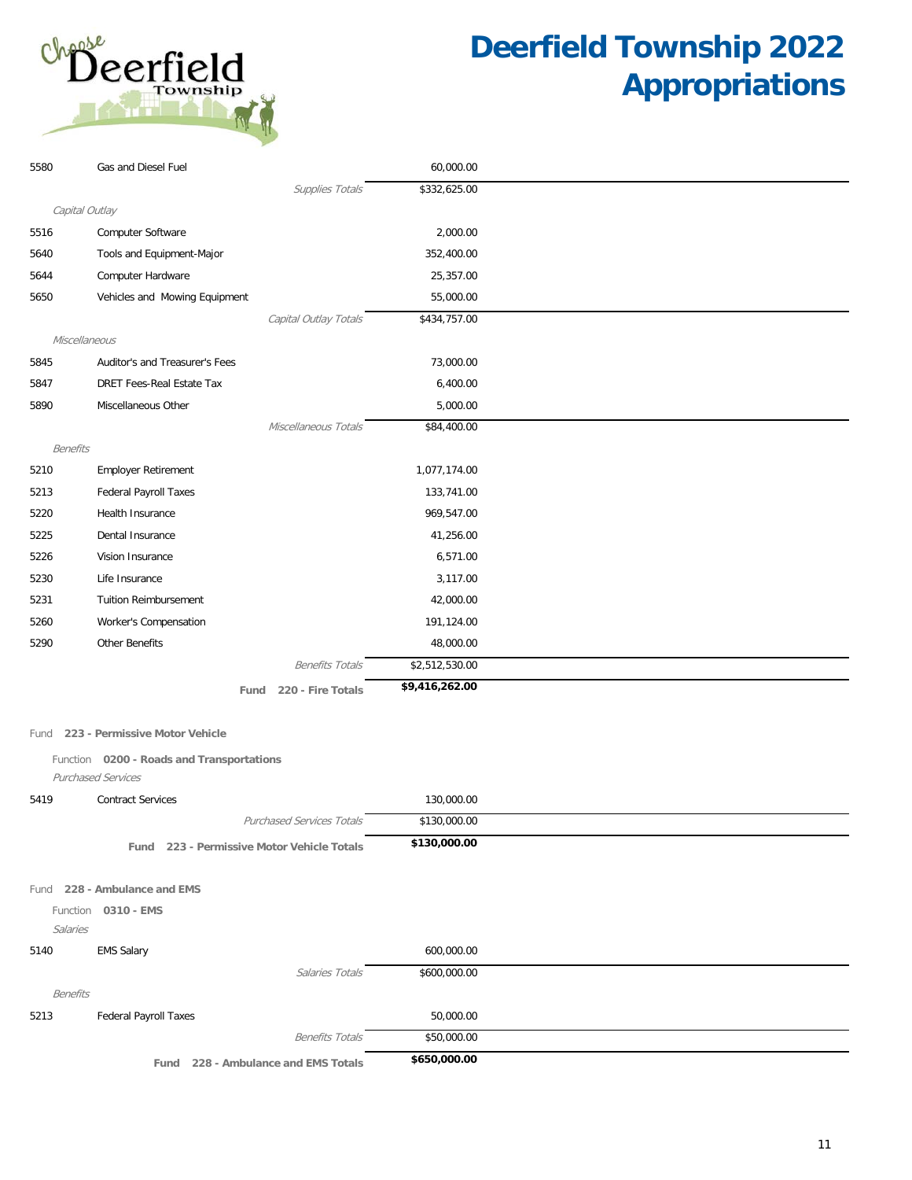# Deerfield Township 2022 Appropriations

| Account | Description | Amount |
|---|---|---|
| 5580 | Gas and Diesel Fuel | 60,000.00 |
| | *Supplies Totals* | $332,625.00 |
| *Capital Outlay* | | |
| 5516 | Computer Software | 2,000.00 |
| 5640 | Tools and Equipment-Major | 352,400.00 |
| 5644 | Computer Hardware | 25,357.00 |
| 5650 | Vehicles and Mowing Equipment | 55,000.00 |
| | *Capital Outlay Totals* | $434,757.00 |
| *Miscellaneous* | | |
| 5845 | Auditor's and Treasurer's Fees | 73,000.00 |
| 5847 | DRET Fees-Real Estate Tax | 6,400.00 |
| 5890 | Miscellaneous Other | 5,000.00 |
| | *Miscellaneous Totals* | $84,400.00 |
| *Benefits* | | |
| 5210 | Employer Retirement | 1,077,174.00 |
| 5213 | Federal Payroll Taxes | 133,741.00 |
| 5220 | Health Insurance | 969,547.00 |
| 5225 | Dental Insurance | 41,256.00 |
| 5226 | Vision Insurance | 6,571.00 |
| 5230 | Life Insurance | 3,117.00 |
| 5231 | Tuition Reimbursement | 42,000.00 |
| 5260 | Worker's Compensation | 191,124.00 |
| 5290 | Other Benefits | 48,000.00 |
| | *Benefits Totals* | $2,512,530.00 |
| | **Fund 220 - Fire Totals** | **$9,416,262.00** |

Fund **223 - Permissive Motor Vehicle**

Function **0200 - Roads and Transportations**

| Account | Description | Amount |
|---|---|---|
| *Purchased Services* | | |
| 5419 | Contract Services | 130,000.00 |
| | *Purchased Services Totals* | $130,000.00 |
| | **Fund 223 - Permissive Motor Vehicle Totals** | **$130,000.00** |

Fund **228 - Ambulance and EMS**

Function **0310 - EMS**

| Account | Description | Amount |
|---|---|---|
| *Salaries* | | |
| 5140 | EMS Salary | 600,000.00 |
| | *Salaries Totals* | $600,000.00 |
| *Benefits* | | |
| 5213 | Federal Payroll Taxes | 50,000.00 |
| | *Benefits Totals* | $50,000.00 |
| | **Fund 228 - Ambulance and EMS Totals** | **$650,000.00** |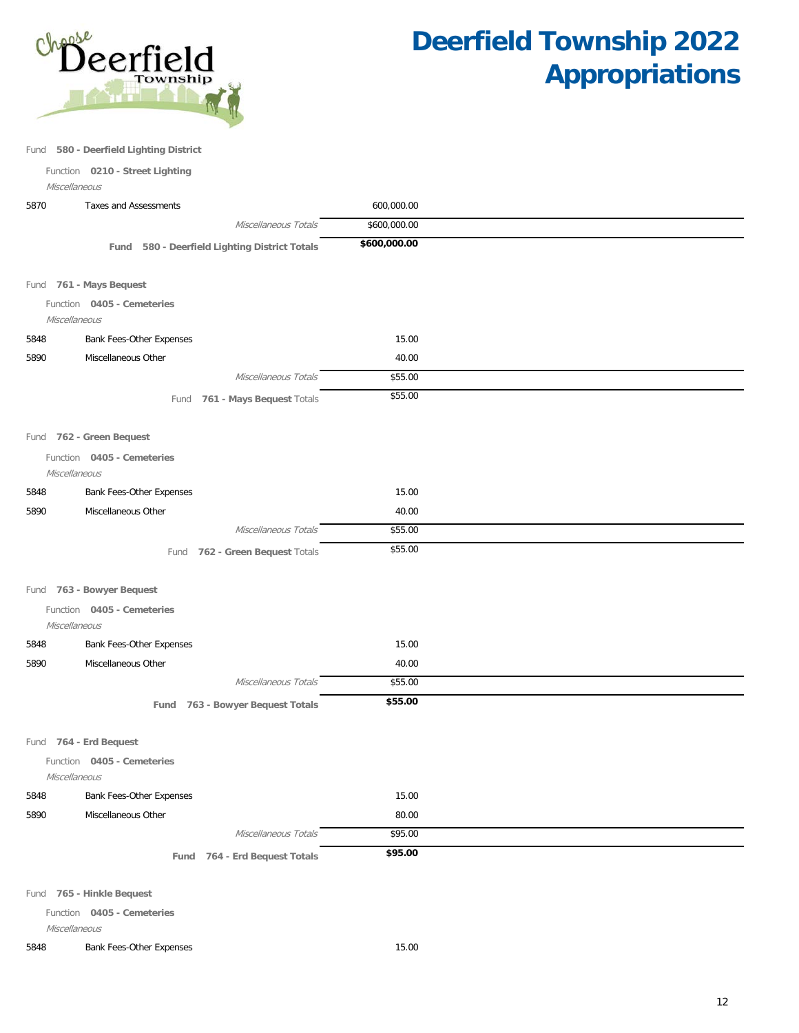# Deerfield Township 2022 Appropriations

Fund **580 - Deerfield Lighting District**

Function **0210 - Street Lighting**

*Miscellaneous*

| | | |
|---|---|---|
| 5870 | Taxes and Assessments | 600,000.00 |
| | *Miscellaneous Totals* | $600,000.00 |
| | **Fund 580 - Deerfield Lighting District Totals** | **$600,000.00** |

Fund **761 - Mays Bequest**

Function **0405 - Cemeteries**

*Miscellaneous*

| | | |
|---|---|---|
| 5848 | Bank Fees-Other Expenses | 15.00 |
| 5890 | Miscellaneous Other | 40.00 |
| | *Miscellaneous Totals* | $55.00 |
| | Fund **761 - Mays Bequest** Totals | $55.00 |

Fund **762 - Green Bequest**

Function **0405 - Cemeteries**

*Miscellaneous*

| | | |
|---|---|---|
| 5848 | Bank Fees-Other Expenses | 15.00 |
| 5890 | Miscellaneous Other | 40.00 |
| | *Miscellaneous Totals* | $55.00 |
| | Fund **762 - Green Bequest** Totals | $55.00 |

Fund **763 - Bowyer Bequest**

Function **0405 - Cemeteries**

*Miscellaneous*

| | | |
|---|---|---|
| 5848 | Bank Fees-Other Expenses | 15.00 |
| 5890 | Miscellaneous Other | 40.00 |
| | *Miscellaneous Totals* | $55.00 |
| | **Fund 763 - Bowyer Bequest Totals** | **$55.00** |

Fund **764 - Erd Bequest**

Function **0405 - Cemeteries**

*Miscellaneous*

| | | |
|---|---|---|
| 5848 | Bank Fees-Other Expenses | 15.00 |
| 5890 | Miscellaneous Other | 80.00 |
| | *Miscellaneous Totals* | $95.00 |
| | **Fund 764 - Erd Bequest Totals** | **$95.00** |

Fund **765 - Hinkle Bequest**

Function **0405 - Cemeteries**

*Miscellaneous*

| | | |
|---|---|---|
| 5848 | Bank Fees-Other Expenses | 15.00 |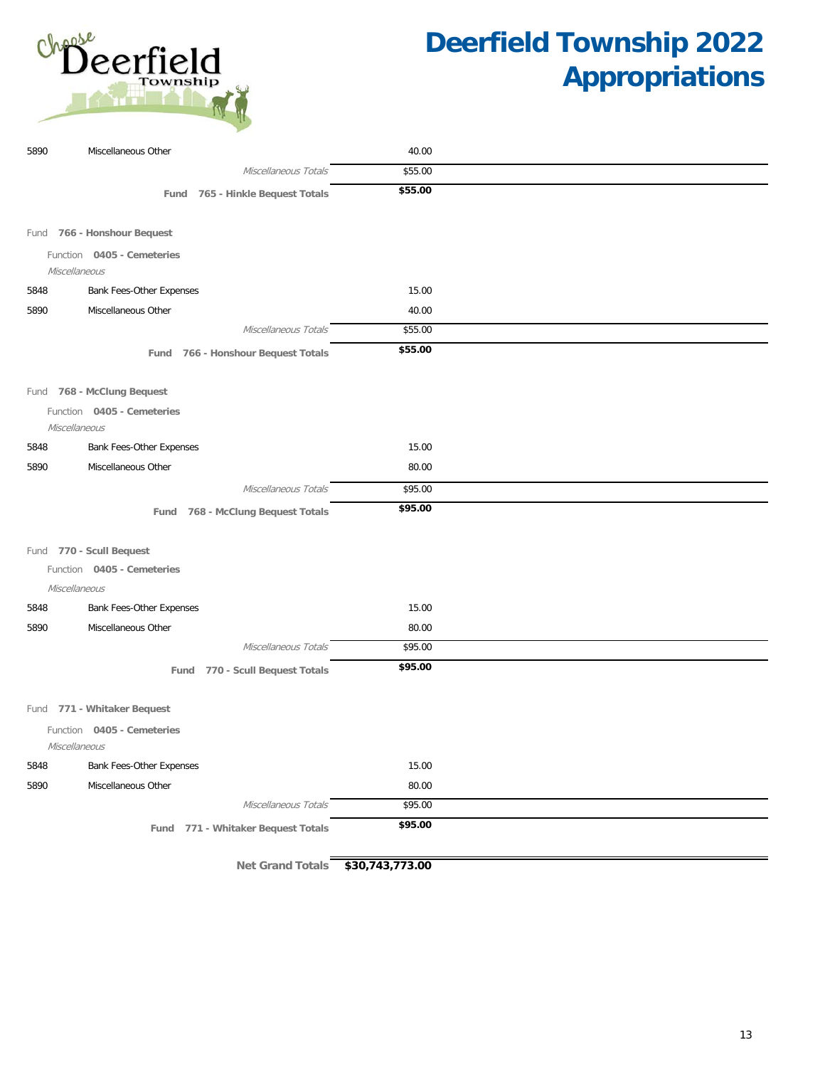| | | |
|---|---|---|
| 5890 | Miscellaneous Other | 40.00 |
| | *Miscellaneous Totals* | $55.00 |
| | **Fund 765 - Hinkle Bequest Totals** | **$55.00** |

Fund **766 - Honshour Bequest**

Function **0405 - Cemeteries**

*Miscellaneous*

| | | |
|---|---|---|
| 5848 | Bank Fees-Other Expenses | 15.00 |
| 5890 | Miscellaneous Other | 40.00 |
| | *Miscellaneous Totals* | $55.00 |
| | **Fund 766 - Honshour Bequest Totals** | **$55.00** |

Fund **768 - McClung Bequest**

Function **0405 - Cemeteries**

*Miscellaneous*

| | | |
|---|---|---|
| 5848 | Bank Fees-Other Expenses | 15.00 |
| 5890 | Miscellaneous Other | 80.00 |
| | *Miscellaneous Totals* | $95.00 |
| | **Fund 768 - McClung Bequest Totals** | **$95.00** |

Fund **770 - Scull Bequest**

Function **0405 - Cemeteries**

*Miscellaneous*

| | | |
|---|---|---|
| 5848 | Bank Fees-Other Expenses | 15.00 |
| 5890 | Miscellaneous Other | 80.00 |
| | *Miscellaneous Totals* | $95.00 |
| | **Fund 770 - Scull Bequest Totals** | **$95.00** |

Fund **771 - Whitaker Bequest**

Function **0405 - Cemeteries**

*Miscellaneous*

| | | |
|---|---|---|
| 5848 | Bank Fees-Other Expenses | 15.00 |
| 5890 | Miscellaneous Other | 80.00 |
| | *Miscellaneous Totals* | $95.00 |
| | **Fund 771 - Whitaker Bequest Totals** | **$95.00** |

**Net Grand Totals** **$30,743,773.00**